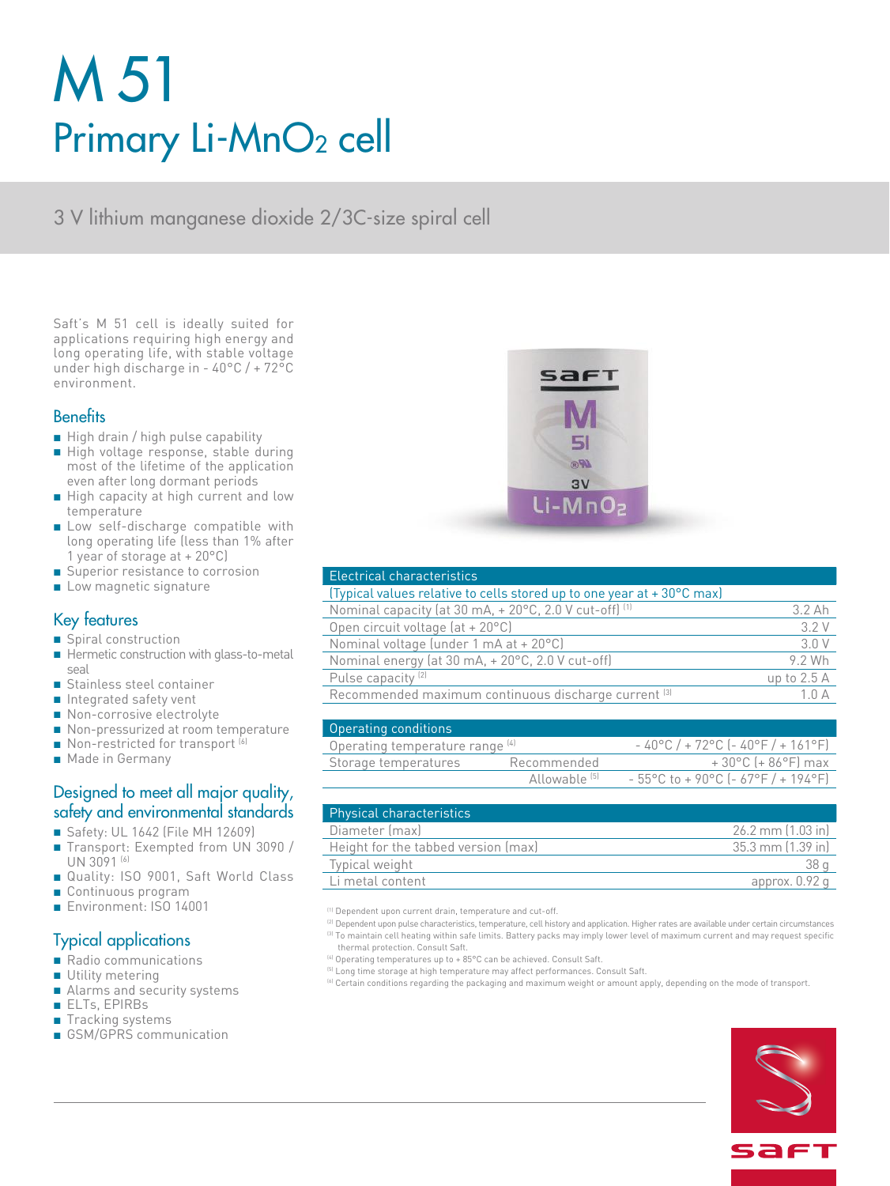# M 51

## Primary Li-$MnO_2$ cell

3 V lithium manganese dioxide 2/3C-size spiral cell

Saft's M 51 cell is ideally suited for applications requiring high energy and long operating life, with stable voltage under high discharge in - 40°C / + 72°C environment.

### Benefits

- High drain / high pulse capability
- High voltage response, stable during most of the lifetime of the application even after long dormant periods
- High capacity at high current and low temperature
- Low self-discharge compatible with long operating life (less than 1% after 1 year of storage at + 20°C)
- Superior resistance to corrosion
- Low magnetic signature

### Key features

- Spiral construction
- Hermetic construction with glass-to-metal seal
- Stainless steel container
- Integrated safety vent
- Non-corrosive electrolyte
- Non-pressurized at room temperature
- Non-restricted for transport [6]
- Made in Germany

### Designed to meet all major quality, safety and environmental standards

- Safety: UL 1642 (File MH 12609)
- Transport: Exempted from UN 3090 / UN 3091 [6]
- Quality: ISO 9001, Saft World Class
- Continuous program
- Environment: ISO 14001

### Typical applications

- Radio communications
- Utility metering
- Alarms and security systems
- ELTs, EPIRBs
- Tracking systems
- GSM/GPRS communication

| Electrical characteristics | |
|---|---|
| (Typical values relative to cells stored up to one year at + 30°C max) | |
| Nominal capacity (at 30 mA, + 20°C, 2.0 V cut-off) [1] | 3.2 Ah |
| Open circuit voltage (at + 20°C) | 3.2 V |
| Nominal voltage (under 1 mA at + 20°C) | 3.0 V |
| Nominal energy (at 30 mA, + 20°C, 2.0 V cut-off) | 9.2 Wh |
| Pulse capacity [2] | up to 2.5 A |
| Recommended maximum continuous discharge current [3] | 1.0 A |

| Operating conditions | | |
|---|---|---|
| Operating temperature range [4] | | - 40°C / + 72°C (- 40°F / + 161°F) |
| Storage temperatures | Recommended | + 30°C (+ 86°F) max |
| | Allowable [5] | - 55°C to + 90°C (- 67°F / + 194°F) |

| Physical characteristics | |
|---|---|
| Diameter (max) | 26.2 mm (1.03 in) |
| Height for the tabbed version (max) | 35.3 mm (1.39 in) |
| Typical weight | 38 g |
| Li metal content | approx. 0.92 g |

[1] Dependent upon current drain, temperature and cut-off.
[2] Dependent upon pulse characteristics, temperature, cell history and application. Higher rates are available under certain circumstances
[3] To maintain cell heating within safe limits. Battery packs may imply lower level of maximum current and may request specific thermal protection. Consult Saft.
[4] Operating temperatures up to + 85°C can be achieved. Consult Saft.
[5] Long time storage at high temperature may affect performances. Consult Saft.
[6] Certain conditions regarding the packaging and maximum weight or amount apply, depending on the mode of transport.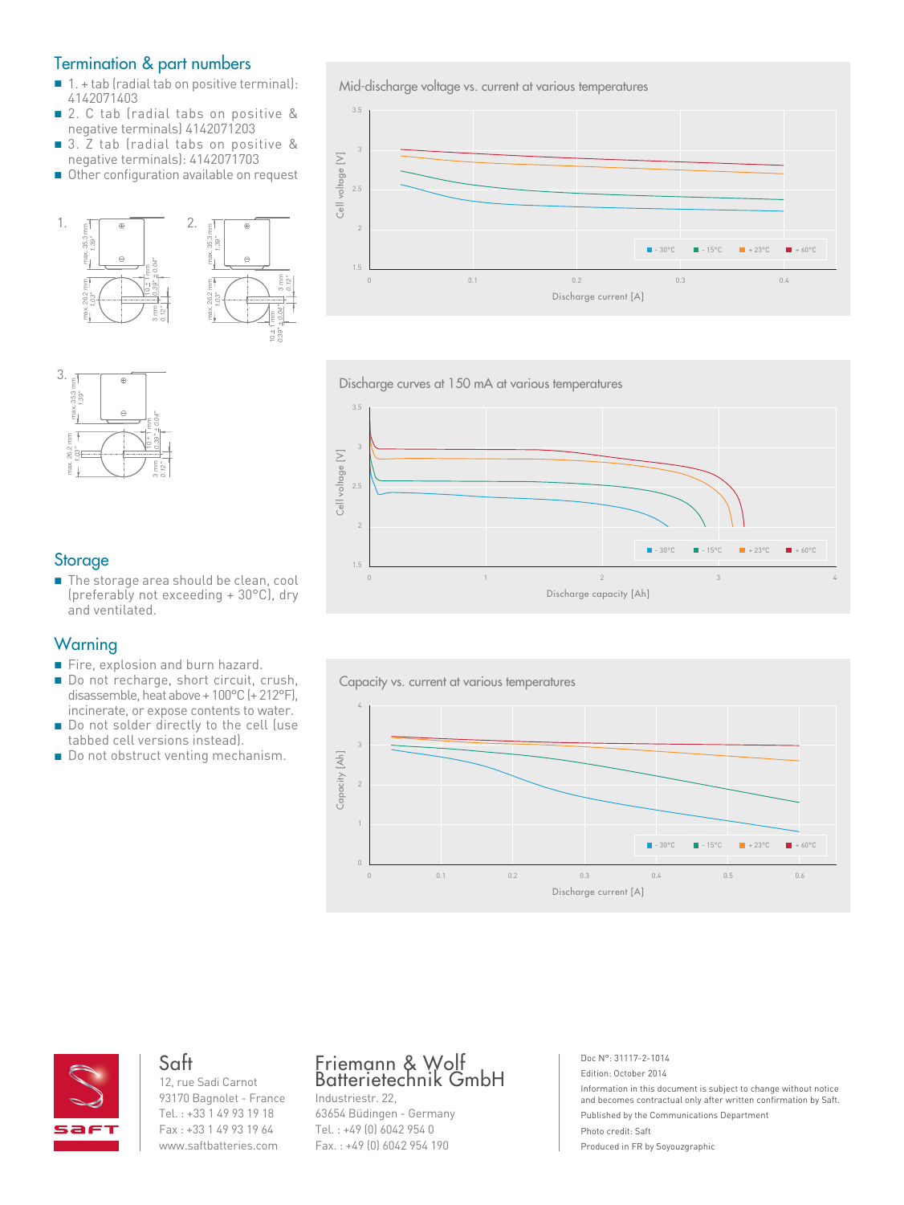## Termination & part numbers

- 1. + tab (radial tab on positive terminal): 4142071403
- 2. C tab (radial tabs on positive & negative terminals) 4142071203
- 3. Z tab (radial tabs on positive & negative terminals): 4142071703
- Other configuration available on request

1.
max. 35.3 mm
1.39"
max. 26.2 mm
1.03"
10 ± 1 mm
0.39" ± 0.04"
3 mm
0.12"

2.
max. 35.3 mm
1.39"
max. 26.2 mm
1.03"
3 mm
0.12"
10 ± 1 mm
0.39" ± 0.04"

3.
max. 35.3 mm
1.39"
max. 26.2 mm
1.03"
10 ± 1 mm
0.39" ± 0.04"
3 mm
0.12"

Mid-discharge voltage vs. current at various temperatures

Cell voltage [V]
3.5
3
2.5
2
1.5
0
0.1
0.2
0.3
0.4
Discharge current [A]
- 30°C
- 15°C
+ 23°C
+ 60°C

Discharge curves at 150 mA at various temperatures

Cell voltage [V]
3.5
3
2.5
2
1.5
0
1
2
3
4
Discharge capacity [Ah]
- 30°C
- 15°C
+ 23°C
+ 60°C

## Storage

- The storage area should be clean, cool (preferably not exceeding + 30°C), dry and ventilated.

## Warning

- Fire, explosion and burn hazard.
- Do not recharge, short circuit, crush, disassemble, heat above + 100°C (+ 212°F), incinerate, or expose contents to water.
- Do not solder directly to the cell (use tabbed cell versions instead).
- Do not obstruct venting mechanism.

Capacity vs. current at various temperatures

Capacity [Ah]
4
3
2
1
0
0
0.1
0.2
0.3
0.4
0.5
0.6
Discharge current [A]
- 30°C
- 15°C
+ 23°C
+ 60°C

**Saft**
12, rue Sadi Carnot
93170 Bagnolet - France
Tel. : +33 1 49 93 19 18
Fax : +33 1 49 93 19 64
www.saftbatteries.com

**Friemann & Wolf Batterietechnik GmbH**
Industriestr. 22,
63654 Büdingen - Germany
Tel. : +49 (0) 6042 954 0
Fax. : +49 (0) 6042 954 190

Doc N°: 31117-2-1014
Edition: October 2014
Information in this document is subject to change without notice and becomes contractual only after written confirmation by Saft.
Published by the Communications Department
Photo credit: Saft
Produced in FR by Soyouzgraphic